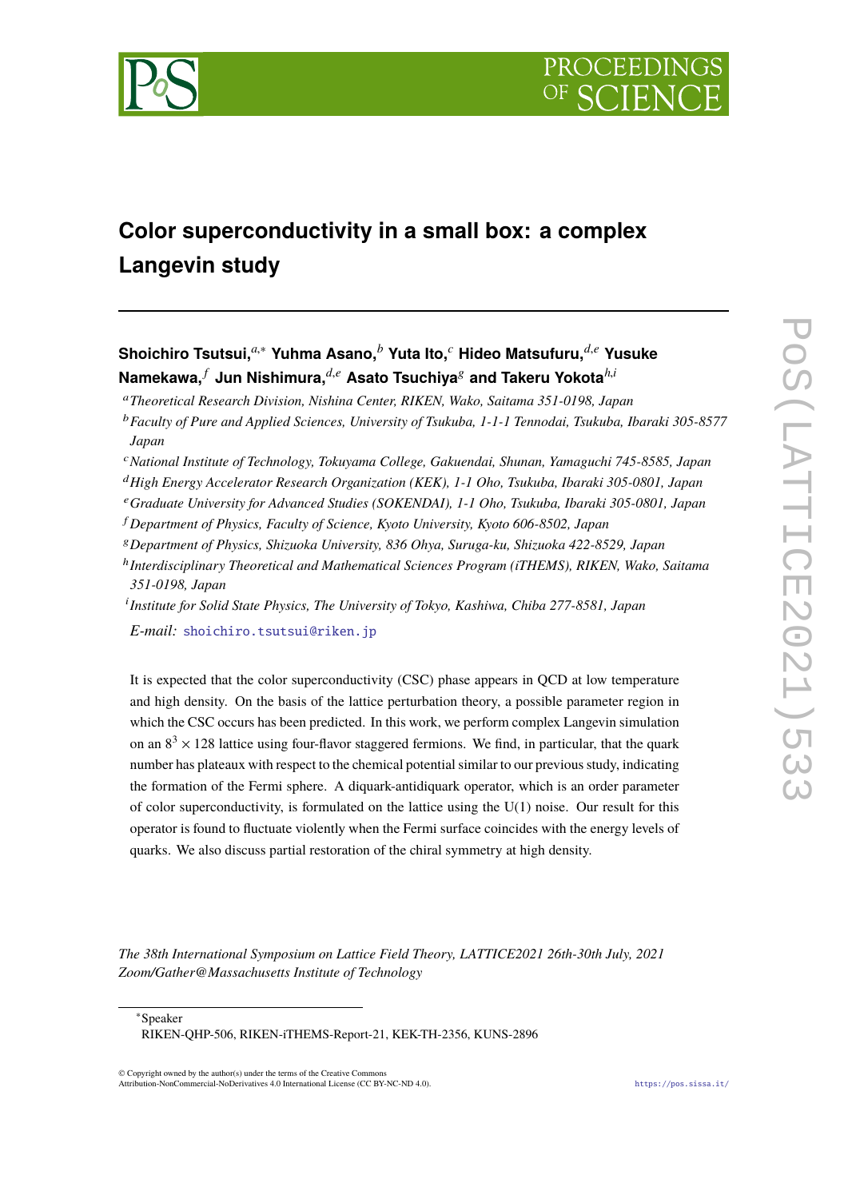# Color superconductivity in a small box: a complex Langevin study

**Shoichiro Tsutsui,**[a,*] **Yuhma Asano,**[b] **Yuta Ito,**[c] **Hideo Matsufuru,**[d,e] **Yusuke Namekawa,**[f] **Jun Nishimura,**[d,e] **Asato Tsuchiya**[g] **and Takeru Yokota**[h,i]

[a] *Theoretical Research Division, Nishina Center, RIKEN, Wako, Saitama 351-0198, Japan*
[b] *Faculty of Pure and Applied Sciences, University of Tsukuba, 1-1-1 Tennodai, Tsukuba, Ibaraki 305-8577 Japan*
[c] *National Institute of Technology, Tokuyama College, Gakuendai, Shunan, Yamaguchi 745-8585, Japan*
[d] *High Energy Accelerator Research Organization (KEK), 1-1 Oho, Tsukuba, Ibaraki 305-0801, Japan*
[e] *Graduate University for Advanced Studies (SOKENDAI), 1-1 Oho, Tsukuba, Ibaraki 305-0801, Japan*
[f] *Department of Physics, Faculty of Science, Kyoto University, Kyoto 606-8502, Japan*
[g] *Department of Physics, Shizuoka University, 836 Ohya, Suruga-ku, Shizuoka 422-8529, Japan*
[h] *Interdisciplinary Theoretical and Mathematical Sciences Program (iTHEMS), RIKEN, Wako, Saitama 351-0198, Japan*
[i] *Institute for Solid State Physics, The University of Tokyo, Kashiwa, Chiba 277-8581, Japan*

*E-mail:* shoichiro.tsutsui@riken.jp

It is expected that the color superconductivity (CSC) phase appears in QCD at low temperature and high density. On the basis of the lattice perturbation theory, a possible parameter region in which the CSC occurs has been predicted. In this work, we perform complex Langevin simulation on an $8^3 \times 128$ lattice using four-flavor staggered fermions. We find, in particular, that the quark number has plateaus with respect to the chemical potential similar to our previous study, indicating the formation of the Fermi sphere. A diquark-antidiquark operator, which is an order parameter of color superconductivity, is formulated on the lattice using the U(1) noise. Our result for this operator is found to fluctuate violently when the Fermi surface coincides with the energy levels of quarks. We also discuss partial restoration of the chiral symmetry at high density.

*The 38th International Symposium on Lattice Field Theory, LATTICE2021 26th-30th July, 2021 Zoom/Gather@Massachusetts Institute of Technology*

---

*Speaker
RIKEN-QHP-506, RIKEN-iTHEMS-Report-21, KEK-TH-2356, KUNS-2896

© Copyright owned by the author(s) under the terms of the Creative Commons Attribution-NonCommercial-NoDerivatives 4.0 International License (CC BY-NC-ND 4.0).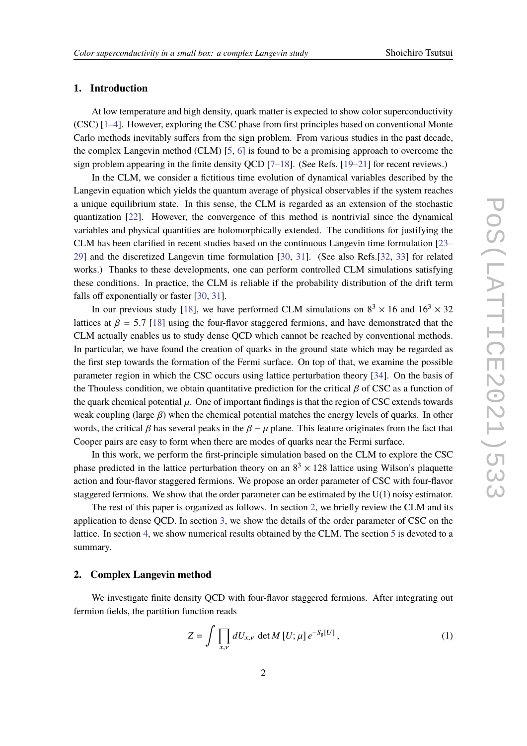## 1. Introduction

At low temperature and high density, quark matter is expected to show color superconductivity (CSC) [1–4]. However, exploring the CSC phase from first principles based on conventional Monte Carlo methods inevitably suffers from the sign problem. From various studies in the past decade, the complex Langevin method (CLM) [5, 6] is found to be a promising approach to overcome the sign problem appearing in the finite density QCD [7–18]. (See Refs. [19–21] for recent reviews.)

In the CLM, we consider a fictitious time evolution of dynamical variables described by the Langevin equation which yields the quantum average of physical observables if the system reaches a unique equilibrium state. In this sense, the CLM is regarded as an extension of the stochastic quantization [22]. However, the convergence of this method is nontrivial since the dynamical variables and physical quantities are holomorphically extended. The conditions for justifying the CLM has been clarified in recent studies based on the continuous Langevin time formulation [23–29] and the discretized Langevin time formulation [30, 31]. (See also Refs.[32, 33] for related works.) Thanks to these developments, one can perform controlled CLM simulations satisfying these conditions. In practice, the CLM is reliable if the probability distribution of the drift term falls off exponentially or faster [30, 31].

In our previous study [18], we have performed CLM simulations on $8^3 \times 16$ and $16^3 \times 32$ lattices at $\beta = 5.7$ [18] using the four-flavor staggered fermions, and have demonstrated that the CLM actually enables us to study dense QCD which cannot be reached by conventional methods. In particular, we have found the creation of quarks in the ground state which may be regarded as the first step towards the formation of the Fermi surface. On top of that, we examine the possible parameter region in which the CSC occurs using lattice perturbation theory [34]. On the basis of the Thouless condition, we obtain quantitative prediction for the critical $\beta$ of CSC as a function of the quark chemical potential $\mu$. One of important findings is that the region of CSC extends towards weak coupling (large $\beta$) when the chemical potential matches the energy levels of quarks. In other words, the critical $\beta$ has several peaks in the $\beta - \mu$ plane. This feature originates from the fact that Cooper pairs are easy to form when there are modes of quarks near the Fermi surface.

In this work, we perform the first-principle simulation based on the CLM to explore the CSC phase predicted in the lattice perturbation theory on an $8^3 \times 128$ lattice using Wilson's plaquette action and four-flavor staggered fermions. We propose an order parameter of CSC with four-flavor staggered fermions. We show that the order parameter can be estimated by the U(1) noisy estimator.

The rest of this paper is organized as follows. In section 2, we briefly review the CLM and its application to dense QCD. In section 3, we show the details of the order parameter of CSC on the lattice. In section 4, we show numerical results obtained by the CLM. The section 5 is devoted to a summary.

## 2. Complex Langevin method

We investigate finite density QCD with four-flavor staggered fermions. After integrating out fermion fields, the partition function reads

$$Z = \int \prod_{x,\nu} dU_{x,\nu} \ \det M \left[U;\mu\right] e^{-S_{\mathrm{g}}[U]} , \tag{1}$$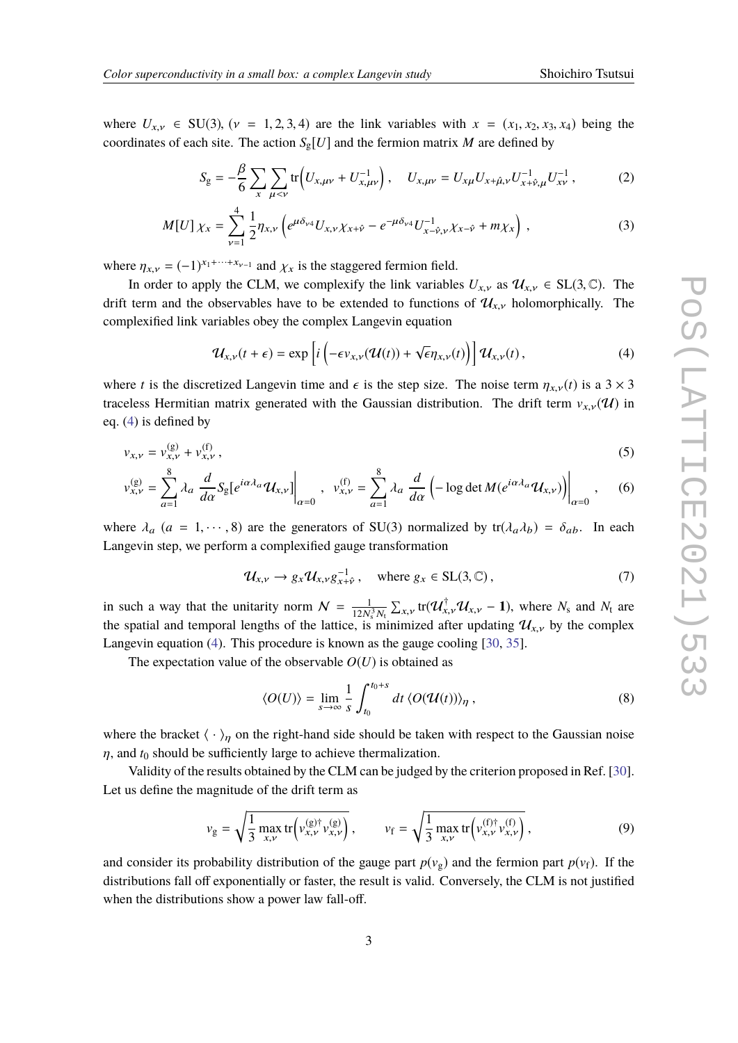where $U_{x,\nu} \in \mathrm{SU}(3)$, $(\nu = 1,2,3,4)$ are the link variables with $x = (x_1, x_2, x_3, x_4)$ being the coordinates of each site. The action $S_{\mathrm{g}}[U]$ and the fermion matrix $M$ are defined by

$$S_{\mathrm{g}} = -\frac{\beta}{6}\sum_{x}\sum_{\mu<\nu}\mathrm{tr}\left(U_{x,\mu\nu} + U_{x,\mu\nu}^{-1}\right), \quad U_{x,\mu\nu} = U_{x\mu}U_{x+\hat{\mu},\nu}U_{x+\hat{\nu},\mu}^{-1}U_{x\nu}^{-1}, \tag{2}$$

$$M[U]\,\chi_x = \sum_{\nu=1}^{4}\frac{1}{2}\eta_{x,\nu}\left(e^{\mu\delta_{\nu 4}}U_{x,\nu}\chi_{x+\hat{\nu}} - e^{-\mu\delta_{\nu 4}}U_{x-\hat{\nu},\nu}^{-1}\chi_{x-\hat{\nu}} + m\chi_x\right), \tag{3}$$

where $\eta_{x,\nu} = (-1)^{x_1+\cdots+x_{\nu-1}}$ and $\chi_x$ is the staggered fermion field.

In order to apply the CLM, we complexify the link variables $U_{x,\nu}$ as $\mathcal{U}_{x,\nu} \in \mathrm{SL}(3,\mathbb{C})$. The drift term and the observables have to be extended to functions of $\mathcal{U}_{x,\nu}$ holomorphically. The complexified link variables obey the complex Langevin equation

$$\mathcal{U}_{x,\nu}(t+\epsilon) = \exp\left[i\left(-\epsilon v_{x,\nu}(\mathcal{U}(t)) + \sqrt{\epsilon}\eta_{x,\nu}(t)\right)\right]\mathcal{U}_{x,\nu}(t), \tag{4}$$

where $t$ is the discretized Langevin time and $\epsilon$ is the step size. The noise term $\eta_{x,\nu}(t)$ is a $3\times 3$ traceless Hermitian matrix generated with the Gaussian distribution. The drift term $v_{x,\nu}(\mathcal{U})$ in eq. (4) is defined by

$$v_{x,\nu} = v_{x,\nu}^{(\mathrm{g})} + v_{x,\nu}^{(\mathrm{f})}, \tag{5}$$

$$v_{x,\nu}^{(\mathrm{g})} = \sum_{a=1}^{8}\lambda_a\,\frac{d}{d\alpha}S_{\mathrm{g}}[e^{i\alpha\lambda_a}\mathcal{U}_{x,\nu}]\bigg|_{\alpha=0}, \quad v_{x,\nu}^{(\mathrm{f})} = \sum_{a=1}^{8}\lambda_a\,\frac{d}{d\alpha}\left(-\log\det M(e^{i\alpha\lambda_a}\mathcal{U}_{x,\nu})\right)\bigg|_{\alpha=0}, \tag{6}$$

where $\lambda_a$ $(a = 1,\cdots,8)$ are the generators of SU(3) normalized by $\mathrm{tr}(\lambda_a\lambda_b) = \delta_{ab}$. In each Langevin step, we perform a complexified gauge transformation

$$\mathcal{U}_{x,\nu} \to g_x\mathcal{U}_{x,\nu}g_{x+\hat{\nu}}^{-1}, \quad \text{where } g_x \in \mathrm{SL}(3,\mathbb{C}), \tag{7}$$

in such a way that the unitarity norm $\mathcal{N} = \frac{1}{12N_{\mathrm{s}}^3N_{\mathrm{t}}}\sum_{x,\nu}\mathrm{tr}(\mathcal{U}_{x,\nu}^{\dagger}\mathcal{U}_{x,\nu} - \mathbf{1})$, where $N_{\mathrm{s}}$ and $N_{\mathrm{t}}$ are the spatial and temporal lengths of the lattice, is minimized after updating $\mathcal{U}_{x,\nu}$ by the complex Langevin equation (4). This procedure is known as the gauge cooling [30, 35].

The expectation value of the observable $O(U)$ is obtained as

$$\langle O(U)\rangle = \lim_{s\to\infty}\frac{1}{s}\int_{t_0}^{t_0+s}dt\,\langle O(\mathcal{U}(t))\rangle_{\eta}, \tag{8}$$

where the bracket $\langle\,\cdot\,\rangle_{\eta}$ on the right-hand side should be taken with respect to the Gaussian noise $\eta$, and $t_0$ should be sufficiently large to achieve thermalization.

Validity of the results obtained by the CLM can be judged by the criterion proposed in Ref. [30]. Let us define the magnitude of the drift term as

$$v_{\mathrm{g}} = \sqrt{\frac{1}{3}\max_{x,\nu}\mathrm{tr}\left(v_{x,\nu}^{(\mathrm{g})\dagger}v_{x,\nu}^{(\mathrm{g})}\right)}, \qquad v_{\mathrm{f}} = \sqrt{\frac{1}{3}\max_{x,\nu}\mathrm{tr}\left(v_{x,\nu}^{(\mathrm{f})\dagger}v_{x,\nu}^{(\mathrm{f})}\right)}, \tag{9}$$

and consider its probability distribution of the gauge part $p(v_{\mathrm{g}})$ and the fermion part $p(v_{\mathrm{f}})$. If the distributions fall off exponentially or faster, the result is valid. Conversely, the CLM is not justified when the distributions show a power law fall-off.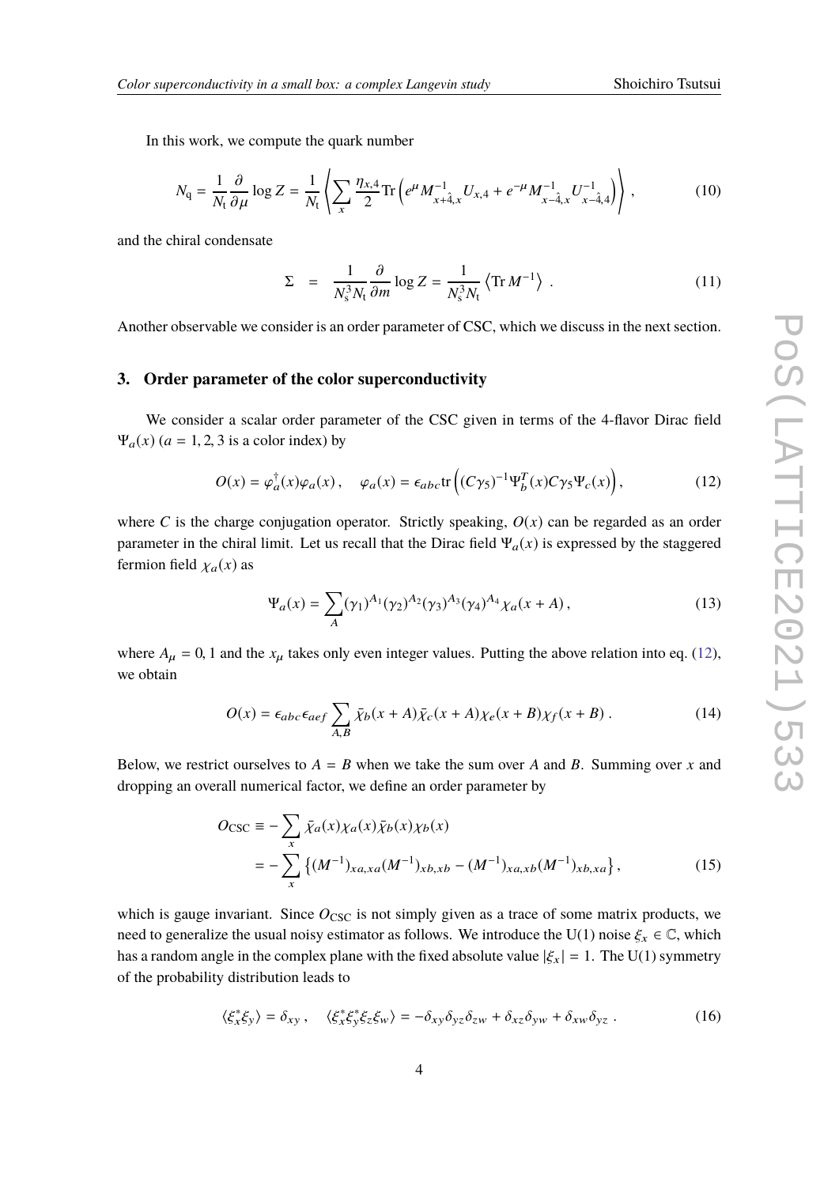In this work, we compute the quark number

$$N_{\rm q} = \frac{1}{N_{\rm t}} \frac{\partial}{\partial \mu} \log Z = \frac{1}{N_{\rm t}} \left\langle \sum_x \frac{\eta_{x,4}}{2} {\rm Tr} \left( e^{\mu} M^{-1}_{x+\hat{4},x} U_{x,4} + e^{-\mu} M^{-1}_{x-\hat{4},x} U^{-1}_{x-\hat{4},4} \right) \right\rangle , \tag{10}$$

and the chiral condensate

$$\Sigma \;\; = \;\; \frac{1}{N_{\rm s}^3 N_{\rm t}} \frac{\partial}{\partial m} \log Z = \frac{1}{N_{\rm s}^3 N_{\rm t}} \left\langle {\rm Tr}\, M^{-1} \right\rangle \; . \tag{11}$$

Another observable we consider is an order parameter of CSC, which we discuss in the next section.

## 3. Order parameter of the color superconductivity

We consider a scalar order parameter of the CSC given in terms of the 4-flavor Dirac field $\Psi_a(x)$ ($a = 1, 2, 3$ is a color index) by

$$O(x) = \varphi_a^{\dagger}(x) \varphi_a(x) \, , \quad \varphi_a(x) = \epsilon_{abc} {\rm tr} \left( (C\gamma_5)^{-1} \Psi_b^T(x) C \gamma_5 \Psi_c(x) \right), \tag{12}$$

where $C$ is the charge conjugation operator. Strictly speaking, $O(x)$ can be regarded as an order parameter in the chiral limit. Let us recall that the Dirac field $\Psi_a(x)$ is expressed by the staggered fermion field $\chi_a(x)$ as

$$\Psi_a(x) = \sum_A (\gamma_1)^{A_1} (\gamma_2)^{A_2} (\gamma_3)^{A_3} (\gamma_4)^{A_4} \chi_a(x + A) \, , \tag{13}$$

where $A_\mu = 0, 1$ and the $x_\mu$ takes only even integer values. Putting the above relation into eq. (12), we obtain

$$O(x) = \epsilon_{abc} \epsilon_{aef} \sum_{A,B} \bar{\chi}_b(x + A) \bar{\chi}_c(x + A) \chi_e(x + B) \chi_f(x + B) \, . \tag{14}$$

Below, we restrict ourselves to $A = B$ when we take the sum over $A$ and $B$. Summing over $x$ and dropping an overall numerical factor, we define an order parameter by

$$\begin{aligned} O_{\rm CSC} &\equiv - \sum_x \bar{\chi}_a(x) \chi_a(x) \bar{\chi}_b(x) \chi_b(x) \\ &= - \sum_x \left\{ (M^{-1})_{xa,xa} (M^{-1})_{xb,xb} - (M^{-1})_{xa,xb} (M^{-1})_{xb,xa} \right\}, \end{aligned} \tag{15}$$

which is gauge invariant. Since $O_{\rm CSC}$ is not simply given as a trace of some matrix products, we need to generalize the usual noisy estimator as follows. We introduce the U(1) noise $\xi_x \in \mathbb{C}$, which has a random angle in the complex plane with the fixed absolute value $|\xi_x| = 1$. The U(1) symmetry of the probability distribution leads to

$$\langle \xi_x^* \xi_y \rangle = \delta_{xy} \, , \quad \langle \xi_x^* \xi_y^* \xi_z \xi_w \rangle = -\delta_{xy} \delta_{yz} \delta_{zw} + \delta_{xz} \delta_{yw} + \delta_{xw} \delta_{yz} \; . \tag{16}$$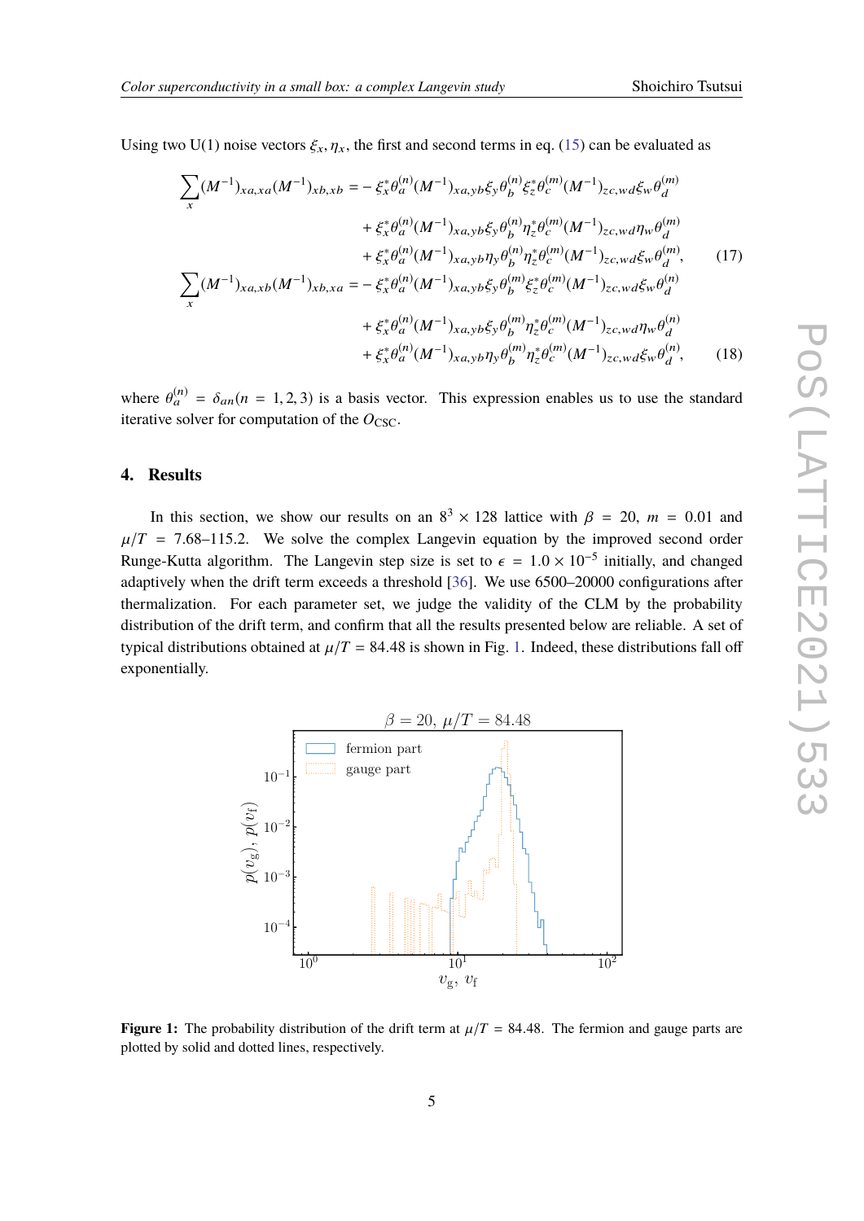Using two U(1) noise vectors $\xi_x, \eta_x$, the first and second terms in eq. (15) can be evaluated as

$$
\begin{aligned}
\sum_x (M^{-1})_{xa,xa}(M^{-1})_{xb,xb} = &- \xi_x^* \theta_a^{(n)} (M^{-1})_{xa,yb} \xi_y \theta_b^{(n)} \xi_z^* \theta_c^{(m)} (M^{-1})_{zc,wd} \xi_w \theta_d^{(m)} \\
&+ \xi_x^* \theta_a^{(n)} (M^{-1})_{xa,yb} \xi_y \theta_b^{(n)} \eta_z^* \theta_c^{(m)} (M^{-1})_{zc,wd} \eta_w \theta_d^{(m)} \\
&+ \xi_x^* \theta_a^{(n)} (M^{-1})_{xa,yb} \eta_y \theta_b^{(n)} \eta_z^* \theta_c^{(m)} (M^{-1})_{zc,wd} \xi_w \theta_d^{(m)},
\end{aligned} \tag{17}
$$

$$
\begin{aligned}
\sum_x (M^{-1})_{xa,xb}(M^{-1})_{xb,xa} = &- \xi_x^* \theta_a^{(n)} (M^{-1})_{xa,yb} \xi_y \theta_b^{(m)} \xi_z^* \theta_c^{(m)} (M^{-1})_{zc,wd} \xi_w \theta_d^{(n)} \\
&+ \xi_x^* \theta_a^{(n)} (M^{-1})_{xa,yb} \xi_y \theta_b^{(m)} \eta_z^* \theta_c^{(m)} (M^{-1})_{zc,wd} \eta_w \theta_d^{(n)} \\
&+ \xi_x^* \theta_a^{(n)} (M^{-1})_{xa,yb} \eta_y \theta_b^{(m)} \eta_z^* \theta_c^{(m)} (M^{-1})_{zc,wd} \xi_w \theta_d^{(n)},
\end{aligned} \tag{18}
$$

where $\theta_a^{(n)} = \delta_{an} (n = 1, 2, 3)$ is a basis vector. This expression enables us to use the standard iterative solver for computation of the $O_{\rm CSC}$.

## 4. Results

In this section, we show our results on an $8^3 \times 128$ lattice with $\beta = 20$, $m = 0.01$ and $\mu/T = 7.68$–$115.2$. We solve the complex Langevin equation by the improved second order Runge-Kutta algorithm. The Langevin step size is set to $\epsilon = 1.0 \times 10^{-5}$ initially, and changed adaptively when the drift term exceeds a threshold [36]. We use 6500–20000 configurations after thermalization. For each parameter set, we judge the validity of the CLM by the probability distribution of the drift term, and confirm that all the results presented below are reliable. A set of typical distributions obtained at $\mu/T = 84.48$ is shown in Fig. 1. Indeed, these distributions fall off exponentially.

**Figure 1:** The probability distribution of the drift term at $\mu/T = 84.48$. The fermion and gauge parts are plotted by solid and dotted lines, respectively.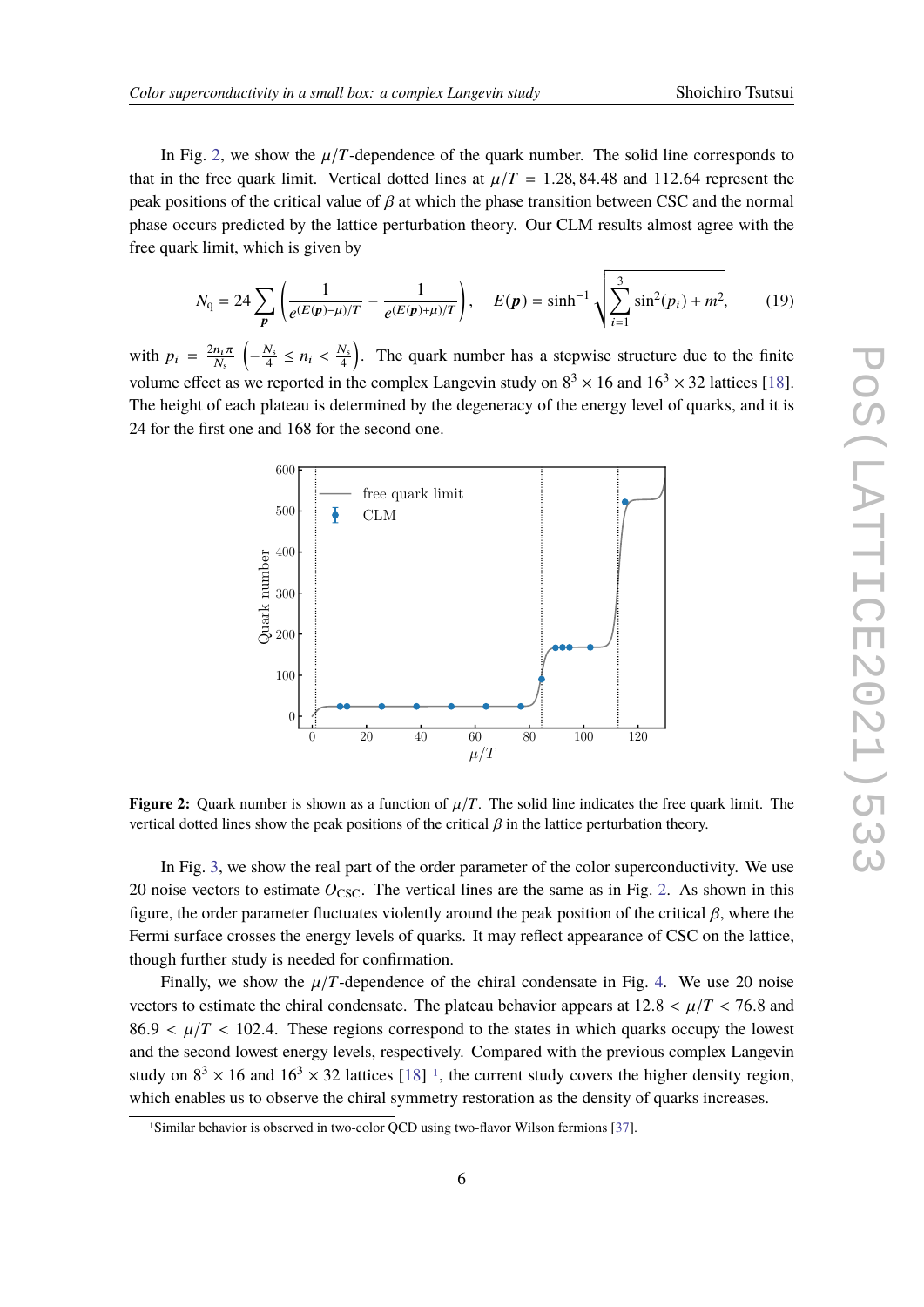In Fig. 2, we show the $\mu/T$-dependence of the quark number. The solid line corresponds to that in the free quark limit. Vertical dotted lines at $\mu/T = 1.28, 84.48$ and $112.64$ represent the peak positions of the critical value of $\beta$ at which the phase transition between CSC and the normal phase occurs predicted by the lattice perturbation theory. Our CLM results almost agree with the free quark limit, which is given by

$$N_q = 24 \sum_{\boldsymbol{p}} \left( \frac{1}{e^{(E(\boldsymbol{p})-\mu)/T}} - \frac{1}{e^{(E(\boldsymbol{p})+\mu)/T}} \right), \quad E(\boldsymbol{p}) = \sinh^{-1} \sqrt{\sum_{i=1}^{3} \sin^2(p_i) + m^2}, \tag{19}$$

with $p_i = \frac{2n_i\pi}{N_s}$ $\left(-\frac{N_s}{4} \leq n_i < \frac{N_s}{4}\right)$. The quark number has a stepwise structure due to the finite volume effect as we reported in the complex Langevin study on $8^3 \times 16$ and $16^3 \times 32$ lattices [18]. The height of each plateau is determined by the degeneracy of the energy level of quarks, and it is 24 for the first one and 168 for the second one.

**Figure 2:** Quark number is shown as a function of $\mu/T$. The solid line indicates the free quark limit. The vertical dotted lines show the peak positions of the critical $\beta$ in the lattice perturbation theory.

In Fig. 3, we show the real part of the order parameter of the color superconductivity. We use 20 noise vectors to estimate $O_{\mathrm{CSC}}$. The vertical lines are the same as in Fig. 2. As shown in this figure, the order parameter fluctuates violently around the peak position of the critical $\beta$, where the Fermi surface crosses the energy levels of quarks. It may reflect appearance of CSC on the lattice, though further study is needed for confirmation.

Finally, we show the $\mu/T$-dependence of the chiral condensate in Fig. 4. We use 20 noise vectors to estimate the chiral condensate. The plateau behavior appears at $12.8 < \mu/T < 76.8$ and $86.9 < \mu/T < 102.4$. These regions correspond to the states in which quarks occupy the lowest and the second lowest energy levels, respectively. Compared with the previous complex Langevin study on $8^3 \times 16$ and $16^3 \times 32$ lattices [18] [1], the current study covers the higher density region, which enables us to observe the chiral symmetry restoration as the density of quarks increases.

[1] Similar behavior is observed in two-color QCD using two-flavor Wilson fermions [37].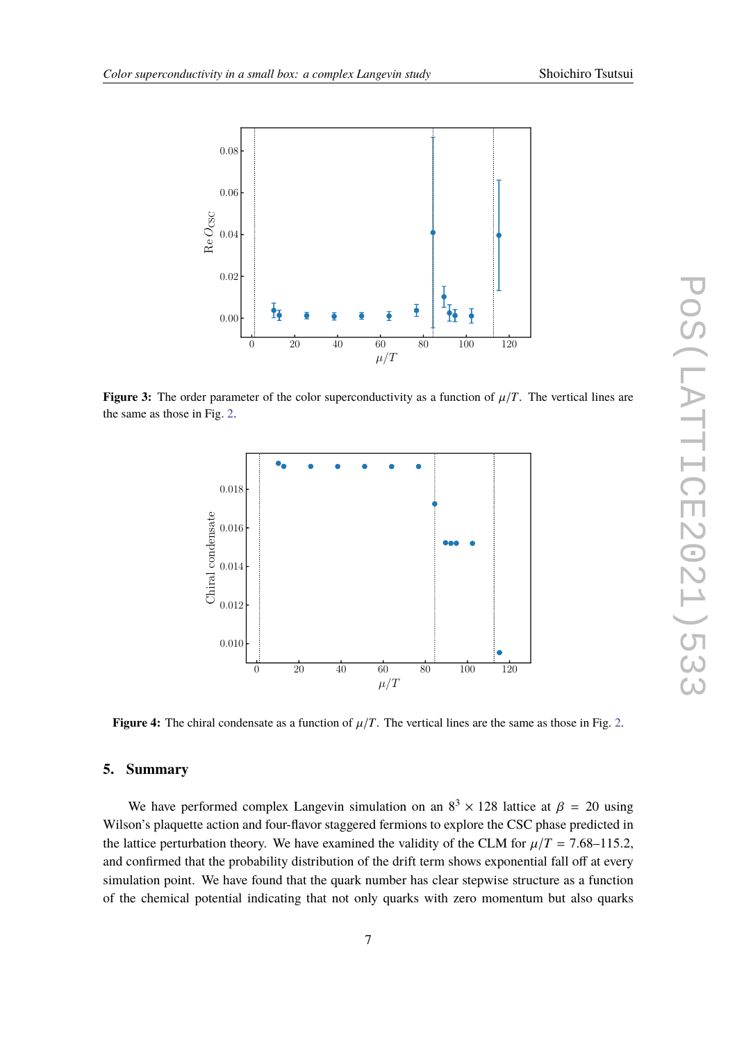**Figure 3:** The order parameter of the color superconductivity as a function of $\mu/T$. The vertical lines are the same as those in Fig. 2.

**Figure 4:** The chiral condensate as a function of $\mu/T$. The vertical lines are the same as those in Fig. 2.

## 5. Summary

We have performed complex Langevin simulation on an $8^3 \times 128$ lattice at $\beta = 20$ using Wilson's plaquette action and four-flavor staggered fermions to explore the CSC phase predicted in the lattice perturbation theory. We have examined the validity of the CLM for $\mu/T = 7.68$–$115.2$, and confirmed that the probability distribution of the drift term shows exponential fall off at every simulation point. We have found that the quark number has clear stepwise structure as a function of the chemical potential indicating that not only quarks with zero momentum but also quarks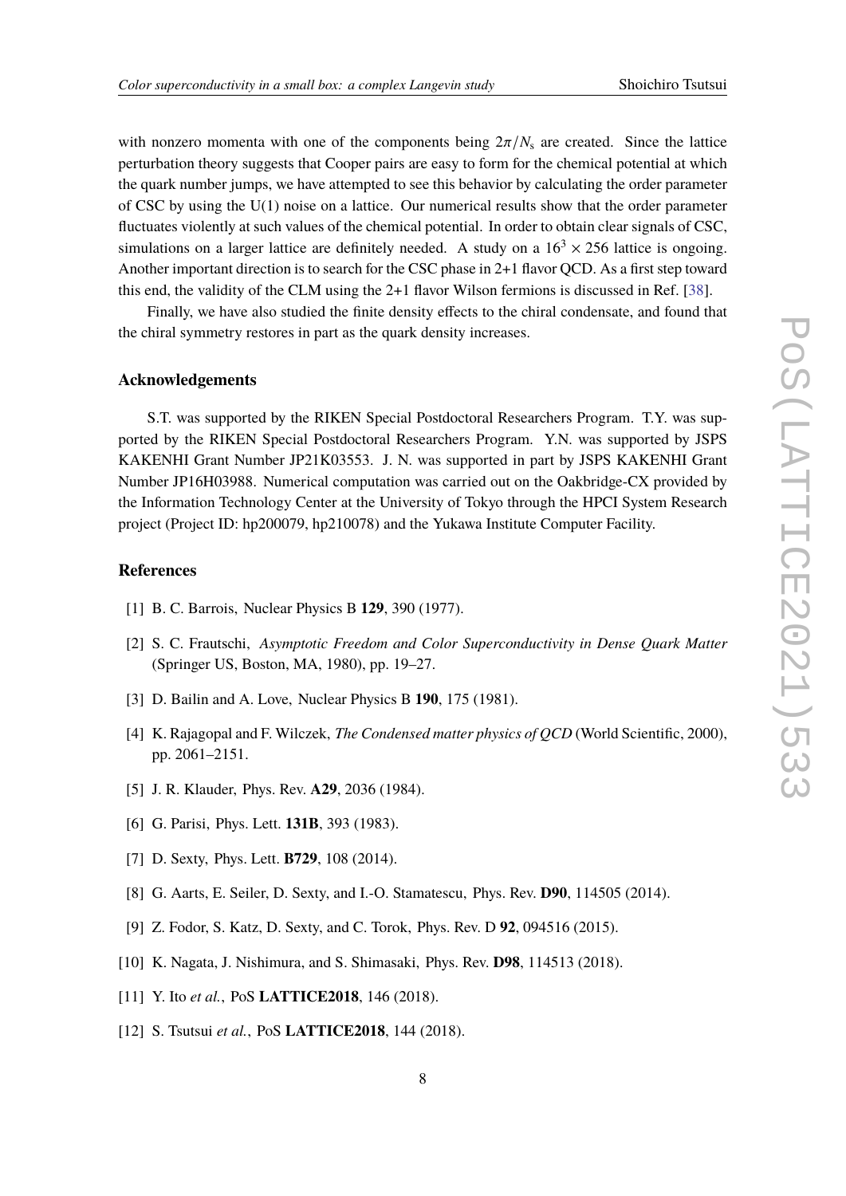with nonzero momenta with one of the components being $2\pi/N_s$ are created. Since the lattice perturbation theory suggests that Cooper pairs are easy to form for the chemical potential at which the quark number jumps, we have attempted to see this behavior by calculating the order parameter of CSC by using the U(1) noise on a lattice. Our numerical results show that the order parameter fluctuates violently at such values of the chemical potential. In order to obtain clear signals of CSC, simulations on a larger lattice are definitely needed. A study on a $16^3 \times 256$ lattice is ongoing. Another important direction is to search for the CSC phase in 2+1 flavor QCD. As a first step toward this end, the validity of the CLM using the 2+1 flavor Wilson fermions is discussed in Ref. [38].

Finally, we have also studied the finite density effects to the chiral condensate, and found that the chiral symmetry restores in part as the quark density increases.

### Acknowledgements

S.T. was supported by the RIKEN Special Postdoctoral Researchers Program. T.Y. was supported by the RIKEN Special Postdoctoral Researchers Program. Y.N. was supported by JSPS KAKENHI Grant Number JP21K03553. J. N. was supported in part by JSPS KAKENHI Grant Number JP16H03988. Numerical computation was carried out on the Oakbridge-CX provided by the Information Technology Center at the University of Tokyo through the HPCI System Research project (Project ID: hp200079, hp210078) and the Yukawa Institute Computer Facility.

### References

[1] B. C. Barrois, Nuclear Physics B **129**, 390 (1977).

[2] S. C. Frautschi, *Asymptotic Freedom and Color Superconductivity in Dense Quark Matter* (Springer US, Boston, MA, 1980), pp. 19–27.

[3] D. Bailin and A. Love, Nuclear Physics B **190**, 175 (1981).

[4] K. Rajagopal and F. Wilczek, *The Condensed matter physics of QCD* (World Scientific, 2000), pp. 2061–2151.

[5] J. R. Klauder, Phys. Rev. **A29**, 2036 (1984).

[6] G. Parisi, Phys. Lett. **131B**, 393 (1983).

[7] D. Sexty, Phys. Lett. **B729**, 108 (2014).

[8] G. Aarts, E. Seiler, D. Sexty, and I.-O. Stamatescu, Phys. Rev. **D90**, 114505 (2014).

[9] Z. Fodor, S. Katz, D. Sexty, and C. Torok, Phys. Rev. D **92**, 094516 (2015).

[10] K. Nagata, J. Nishimura, and S. Shimasaki, Phys. Rev. **D98**, 114513 (2018).

[11] Y. Ito *et al.*, PoS **LATTICE2018**, 146 (2018).

[12] S. Tsutsui *et al.*, PoS **LATTICE2018**, 144 (2018).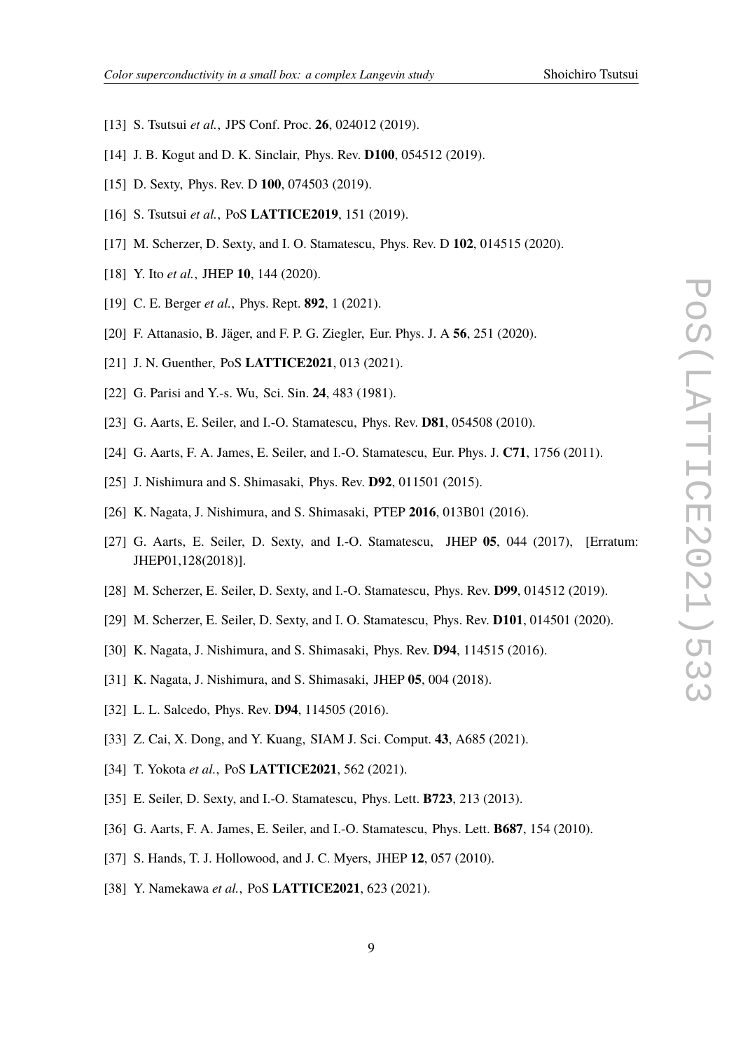[13] S. Tsutsui *et al.*, JPS Conf. Proc. **26**, 024012 (2019).

[14] J. B. Kogut and D. K. Sinclair, Phys. Rev. **D100**, 054512 (2019).

[15] D. Sexty, Phys. Rev. D **100**, 074503 (2019).

[16] S. Tsutsui *et al.*, PoS **LATTICE2019**, 151 (2019).

[17] M. Scherzer, D. Sexty, and I. O. Stamatescu, Phys. Rev. D **102**, 014515 (2020).

[18] Y. Ito *et al.*, JHEP **10**, 144 (2020).

[19] C. E. Berger *et al.*, Phys. Rept. **892**, 1 (2021).

[20] F. Attanasio, B. Jäger, and F. P. G. Ziegler, Eur. Phys. J. A **56**, 251 (2020).

[21] J. N. Guenther, PoS **LATTICE2021**, 013 (2021).

[22] G. Parisi and Y.-s. Wu, Sci. Sin. **24**, 483 (1981).

[23] G. Aarts, E. Seiler, and I.-O. Stamatescu, Phys. Rev. **D81**, 054508 (2010).

[24] G. Aarts, F. A. James, E. Seiler, and I.-O. Stamatescu, Eur. Phys. J. **C71**, 1756 (2011).

[25] J. Nishimura and S. Shimasaki, Phys. Rev. **D92**, 011501 (2015).

[26] K. Nagata, J. Nishimura, and S. Shimasaki, PTEP **2016**, 013B01 (2016).

[27] G. Aarts, E. Seiler, D. Sexty, and I.-O. Stamatescu, JHEP **05**, 044 (2017), [Erratum: JHEP01,128(2018)].

[28] M. Scherzer, E. Seiler, D. Sexty, and I.-O. Stamatescu, Phys. Rev. **D99**, 014512 (2019).

[29] M. Scherzer, E. Seiler, D. Sexty, and I. O. Stamatescu, Phys. Rev. **D101**, 014501 (2020).

[30] K. Nagata, J. Nishimura, and S. Shimasaki, Phys. Rev. **D94**, 114515 (2016).

[31] K. Nagata, J. Nishimura, and S. Shimasaki, JHEP **05**, 004 (2018).

[32] L. L. Salcedo, Phys. Rev. **D94**, 114505 (2016).

[33] Z. Cai, X. Dong, and Y. Kuang, SIAM J. Sci. Comput. **43**, A685 (2021).

[34] T. Yokota *et al.*, PoS **LATTICE2021**, 562 (2021).

[35] E. Seiler, D. Sexty, and I.-O. Stamatescu, Phys. Lett. **B723**, 213 (2013).

[36] G. Aarts, F. A. James, E. Seiler, and I.-O. Stamatescu, Phys. Lett. **B687**, 154 (2010).

[37] S. Hands, T. J. Hollowood, and J. C. Myers, JHEP **12**, 057 (2010).

[38] Y. Namekawa *et al.*, PoS **LATTICE2021**, 623 (2021).